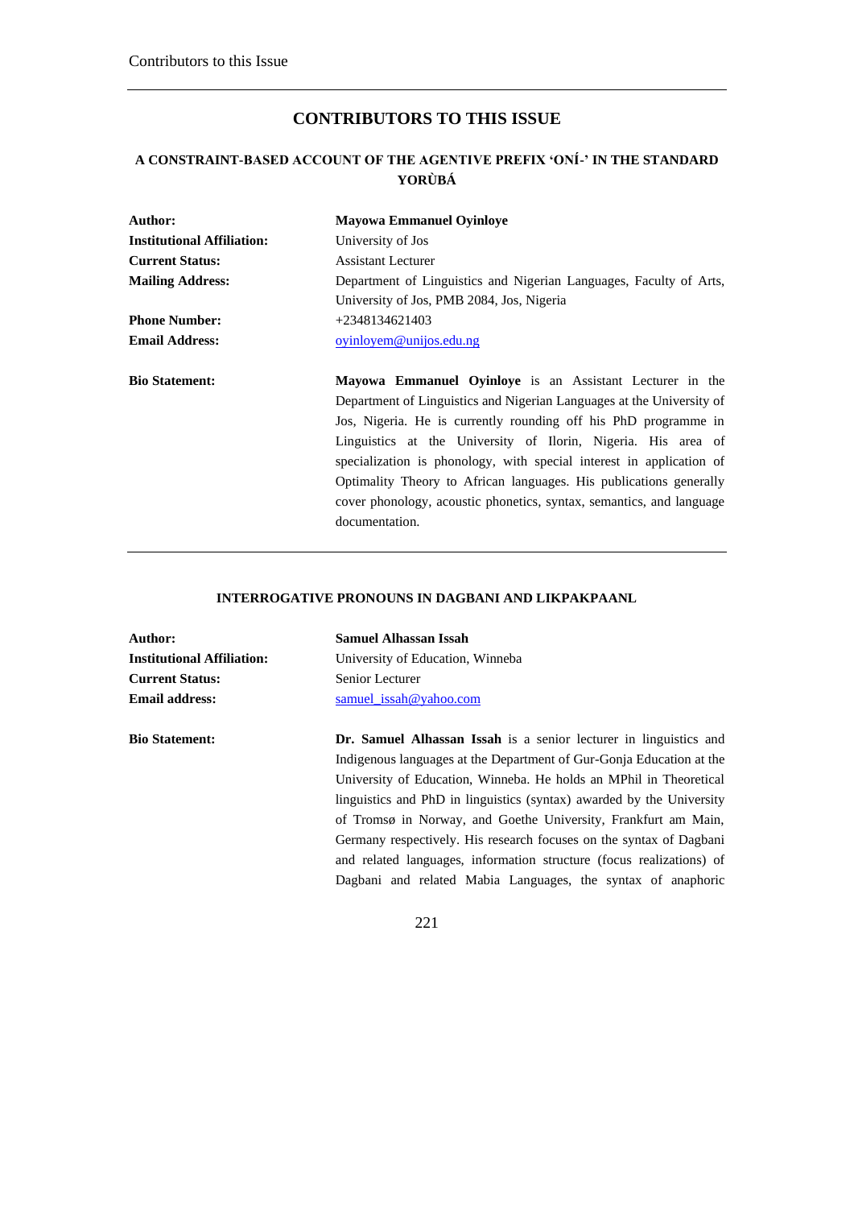# CONTRIBUTORS TO THIS ISSUE

## A CONSTRAINT-BASED ACCOUNT OF THE AGENTIVE PREFIX 'ONÍ-' IN THE STANDARD YORÙBÁ

| | |
|---|---|
| **Author:** | **Mayowa Emmanuel Oyinloye** |
| **Institutional Affiliation:** | University of Jos |
| **Current Status:** | Assistant Lecturer |
| **Mailing Address:** | Department of Linguistics and Nigerian Languages, Faculty of Arts, University of Jos, PMB 2084, Jos, Nigeria |
| **Phone Number:** | +2348134621403 |
| **Email Address:** | oyinloyem@unijos.edu.ng |
| **Bio Statement:** | **Mayowa Emmanuel Oyinloye** is an Assistant Lecturer in the Department of Linguistics and Nigerian Languages at the University of Jos, Nigeria. He is currently rounding off his PhD programme in Linguistics at the University of Ilorin, Nigeria. His area of specialization is phonology, with special interest in application of Optimality Theory to African languages. His publications generally cover phonology, acoustic phonetics, syntax, semantics, and language documentation. |

## INTERROGATIVE PRONOUNS IN DAGBANI AND LIKPAKPAANL

| | |
|---|---|
| **Author:** | **Samuel Alhassan Issah** |
| **Institutional Affiliation:** | University of Education, Winneba |
| **Current Status:** | Senior Lecturer |
| **Email address:** | samuel_issah@yahoo.com |
| **Bio Statement:** | **Dr. Samuel Alhassan Issah** is a senior lecturer in linguistics and Indigenous languages at the Department of Gur-Gonja Education at the University of Education, Winneba. He holds an MPhil in Theoretical linguistics and PhD in linguistics (syntax) awarded by the University of Tromsø in Norway, and Goethe University, Frankfurt am Main, Germany respectively. His research focuses on the syntax of Dagbani and related languages, information structure (focus realizations) of Dagbani and related Mabia Languages, the syntax of anaphoric |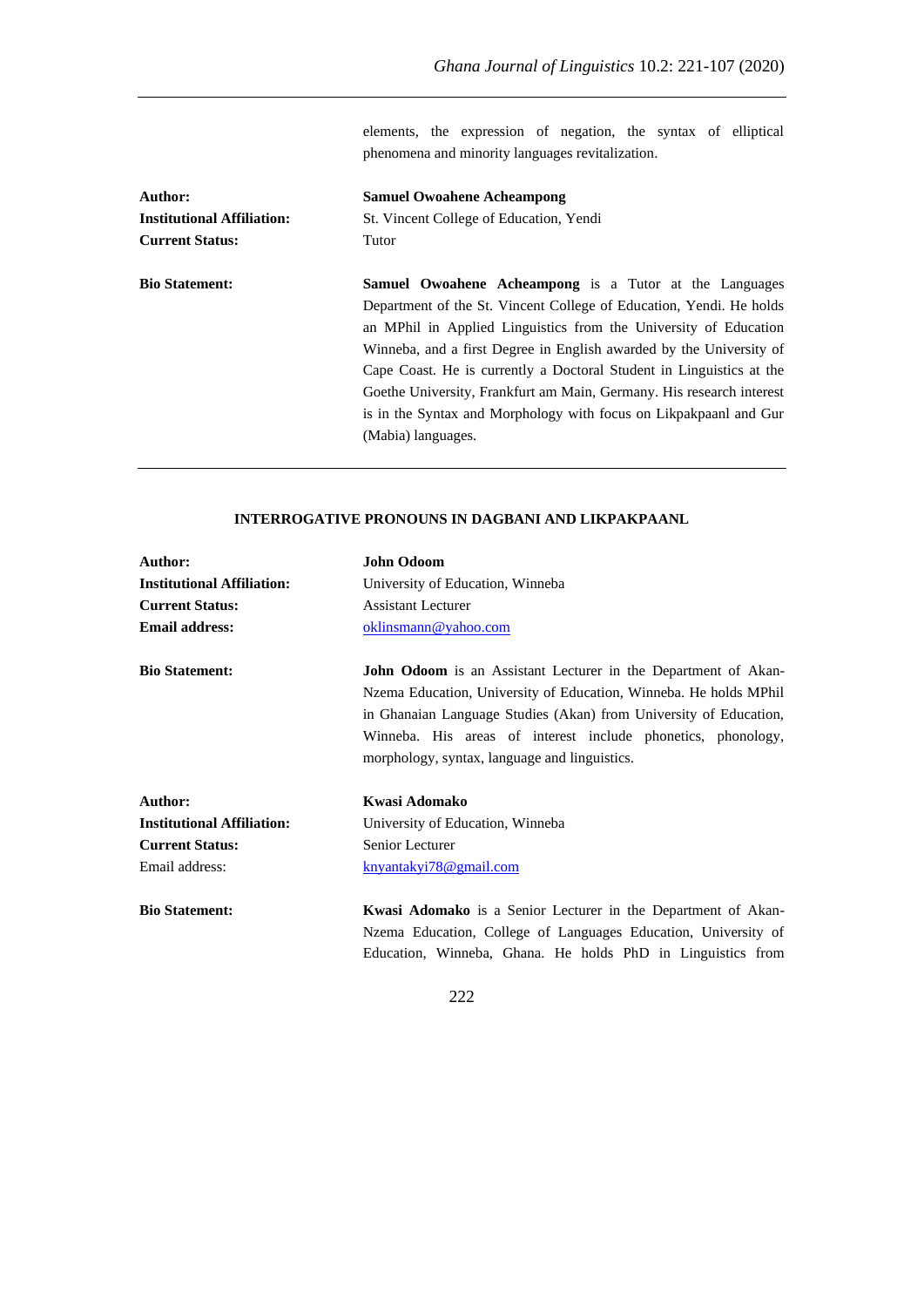elements, the expression of negation, the syntax of elliptical phenomena and minority languages revitalization.

**Author:** **Samuel Owoahene Acheampong**
**Institutional Affiliation:** St. Vincent College of Education, Yendi
**Current Status:** Tutor

**Bio Statement:** **Samuel Owoahene Acheampong** is a Tutor at the Languages Department of the St. Vincent College of Education, Yendi. He holds an MPhil in Applied Linguistics from the University of Education Winneba, and a first Degree in English awarded by the University of Cape Coast. He is currently a Doctoral Student in Linguistics at the Goethe University, Frankfurt am Main, Germany. His research interest is in the Syntax and Morphology with focus on Likpakpaanl and Gur (Mabia) languages.

---

**INTERROGATIVE PRONOUNS IN DAGBANI AND LIKPAKPAANL**

**Author:** **John Odoom**
**Institutional Affiliation:** University of Education, Winneba
**Current Status:** Assistant Lecturer
**Email address:** oklinsmann@yahoo.com

**Bio Statement:** **John Odoom** is an Assistant Lecturer in the Department of Akan-Nzema Education, University of Education, Winneba. He holds MPhil in Ghanaian Language Studies (Akan) from University of Education, Winneba. His areas of interest include phonetics, phonology, morphology, syntax, language and linguistics.

**Author:** **Kwasi Adomako**
**Institutional Affiliation:** University of Education, Winneba
**Current Status:** Senior Lecturer
Email address: knyantakyi78@gmail.com

**Bio Statement:** **Kwasi Adomako** is a Senior Lecturer in the Department of Akan-Nzema Education, College of Languages Education, University of Education, Winneba, Ghana. He holds PhD in Linguistics from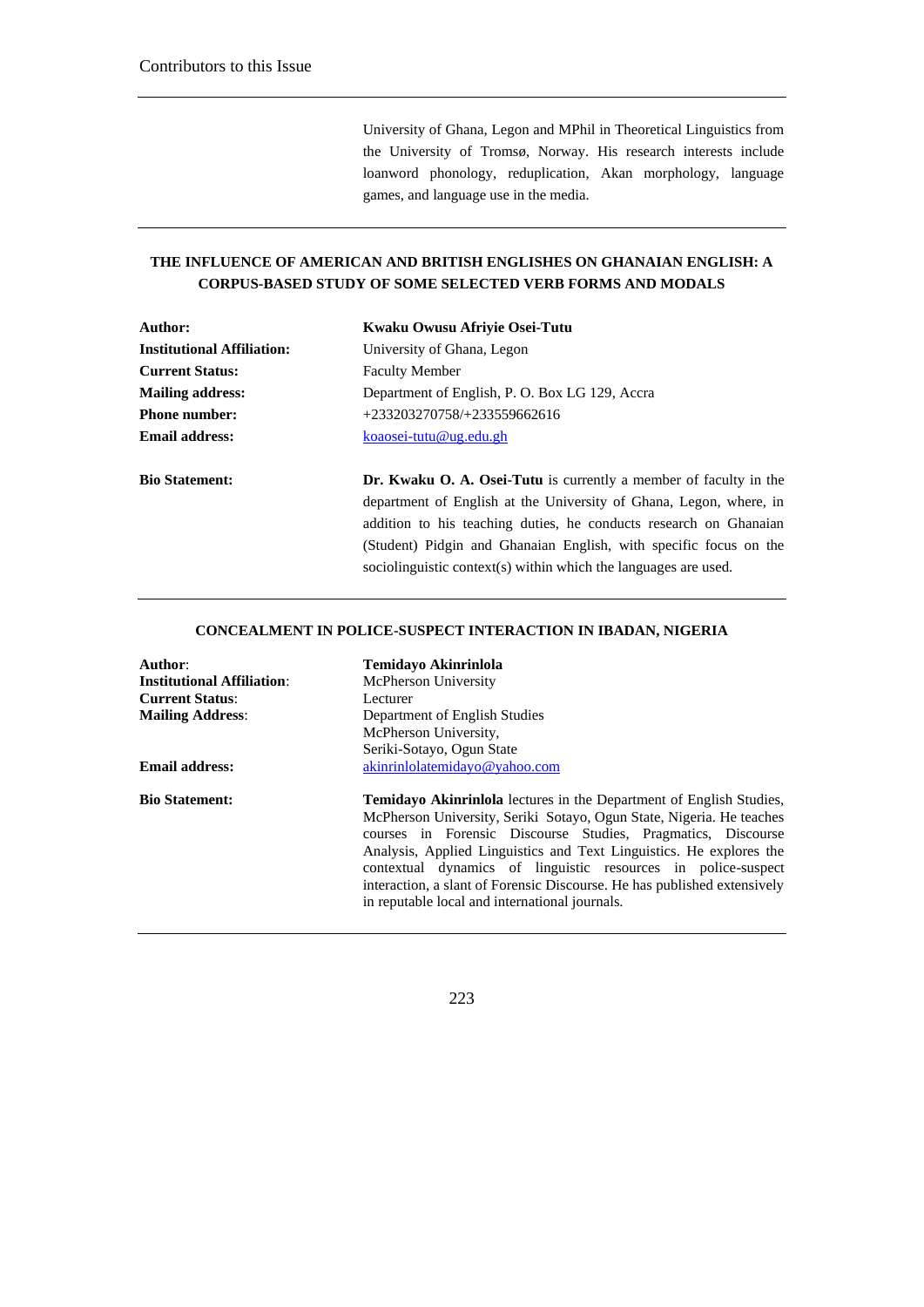University of Ghana, Legon and MPhil in Theoretical Linguistics from the University of Tromsø, Norway. His research interests include loanword phonology, reduplication, Akan morphology, language games, and language use in the media.

---

## THE INFLUENCE OF AMERICAN AND BRITISH ENGLISHES ON GHANAIAN ENGLISH: A CORPUS-BASED STUDY OF SOME SELECTED VERB FORMS AND MODALS

**Author:** **Kwaku Owusu Afriyie Osei-Tutu**

**Institutional Affiliation:** University of Ghana, Legon

**Current Status:** Faculty Member

**Mailing address:** Department of English, P. O. Box LG 129, Accra

**Phone number:** +233203270758/+233559662616

**Email address:** koaosei-tutu@ug.edu.gh

**Bio Statement:** **Dr. Kwaku O. A. Osei-Tutu** is currently a member of faculty in the department of English at the University of Ghana, Legon, where, in addition to his teaching duties, he conducts research on Ghanaian (Student) Pidgin and Ghanaian English, with specific focus on the sociolinguistic context(s) within which the languages are used.

---

## CONCEALMENT IN POLICE-SUSPECT INTERACTION IN IBADAN, NIGERIA

**Author**: **Temidayo Akinrinlola**

**Institutional Affiliation**: McPherson University

**Current Status**: Lecturer

**Mailing Address**: Department of English Studies
McPherson University,
Seriki-Sotayo, Ogun State

**Email address:** akinrinlolatemidayo@yahoo.com

**Bio Statement:** **Temidayo Akinrinlola** lectures in the Department of English Studies, McPherson University, Seriki Sotayo, Ogun State, Nigeria. He teaches courses in Forensic Discourse Studies, Pragmatics, Discourse Analysis, Applied Linguistics and Text Linguistics. He explores the contextual dynamics of linguistic resources in police-suspect interaction, a slant of Forensic Discourse. He has published extensively in reputable local and international journals.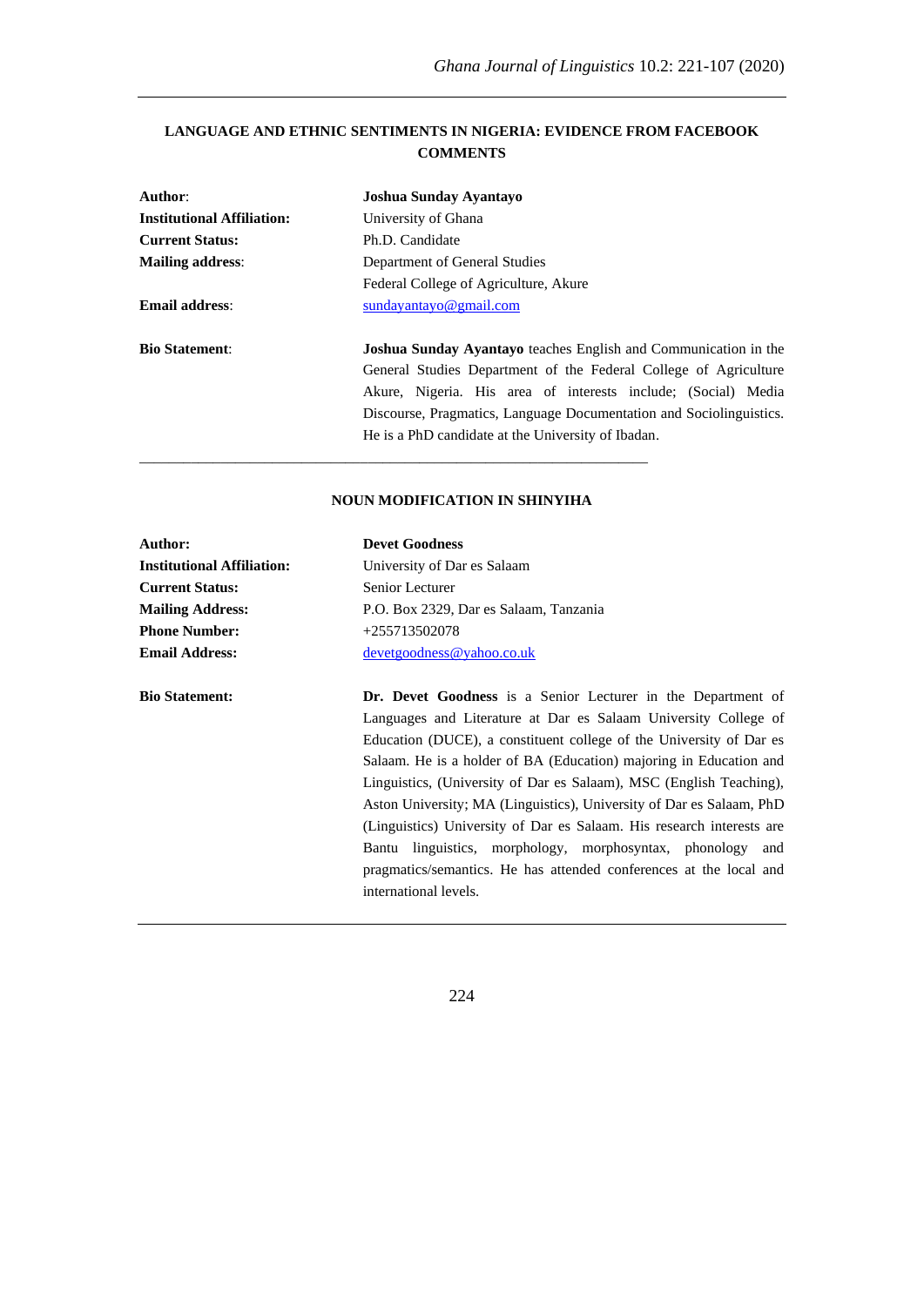**LANGUAGE AND ETHNIC SENTIMENTS IN NIGERIA: EVIDENCE FROM FACEBOOK COMMENTS**

| | |
|---|---|
| **Author**: | **Joshua Sunday Ayantayo** |
| **Institutional Affiliation:** | University of Ghana |
| **Current Status:** | Ph.D. Candidate |
| **Mailing address**: | Department of General Studies |
| | Federal College of Agriculture, Akure |
| **Email address**: | sundayantayo@gmail.com |
| **Bio Statement**: | **Joshua Sunday Ayantayo** teaches English and Communication in the General Studies Department of the Federal College of Agriculture Akure, Nigeria. His area of interests include; (Social) Media Discourse, Pragmatics, Language Documentation and Sociolinguistics. He is a PhD candidate at the University of Ibadan. |

---

**NOUN MODIFICATION IN SHINYIHA**

| | |
|---|---|
| **Author:** | **Devet Goodness** |
| **Institutional Affiliation:** | University of Dar es Salaam |
| **Current Status:** | Senior Lecturer |
| **Mailing Address:** | P.O. Box 2329, Dar es Salaam, Tanzania |
| **Phone Number:** | +255713502078 |
| **Email Address:** | devetgoodness@yahoo.co.uk |
| **Bio Statement:** | **Dr. Devet Goodness** is a Senior Lecturer in the Department of Languages and Literature at Dar es Salaam University College of Education (DUCE), a constituent college of the University of Dar es Salaam. He is a holder of BA (Education) majoring in Education and Linguistics, (University of Dar es Salaam), MSC (English Teaching), Aston University; MA (Linguistics), University of Dar es Salaam, PhD (Linguistics) University of Dar es Salaam. His research interests are Bantu linguistics, morphology, morphosyntax, phonology and pragmatics/semantics. He has attended conferences at the local and international levels. |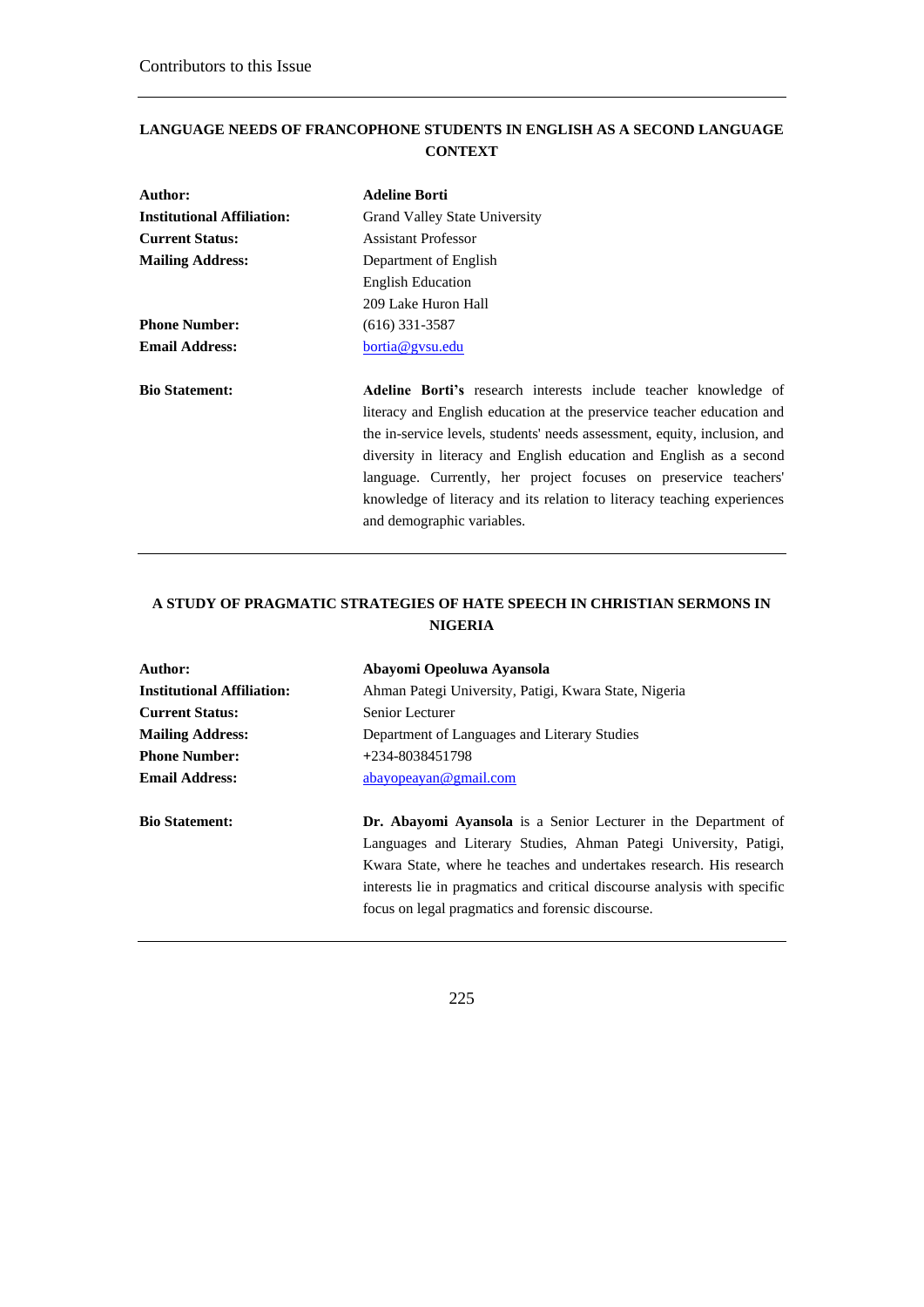Contributors to this Issue

### LANGUAGE NEEDS OF FRANCOPHONE STUDENTS IN ENGLISH AS A SECOND LANGUAGE CONTEXT

| | |
|---|---|
| **Author:** | **Adeline Borti** |
| **Institutional Affiliation:** | Grand Valley State University |
| **Current Status:** | Assistant Professor |
| **Mailing Address:** | Department of English<br>English Education<br>209 Lake Huron Hall |
| **Phone Number:** | (616) 331-3587 |
| **Email Address:** | bortia@gvsu.edu |
| **Bio Statement:** | **Adeline Borti's** research interests include teacher knowledge of literacy and English education at the preservice teacher education and the in-service levels, students' needs assessment, equity, inclusion, and diversity in literacy and English education and English as a second language. Currently, her project focuses on preservice teachers' knowledge of literacy and its relation to literacy teaching experiences and demographic variables. |

### A STUDY OF PRAGMATIC STRATEGIES OF HATE SPEECH IN CHRISTIAN SERMONS IN NIGERIA

| | |
|---|---|
| **Author:** | **Abayomi Opeoluwa Ayansola** |
| **Institutional Affiliation:** | Ahman Pategi University, Patigi, Kwara State, Nigeria |
| **Current Status:** | Senior Lecturer |
| **Mailing Address:** | Department of Languages and Literary Studies |
| **Phone Number:** | +234-8038451798 |
| **Email Address:** | abayopeayan@gmail.com |
| **Bio Statement:** | **Dr. Abayomi Ayansola** is a Senior Lecturer in the Department of Languages and Literary Studies, Ahman Pategi University, Patigi, Kwara State, where he teaches and undertakes research. His research interests lie in pragmatics and critical discourse analysis with specific focus on legal pragmatics and forensic discourse. |